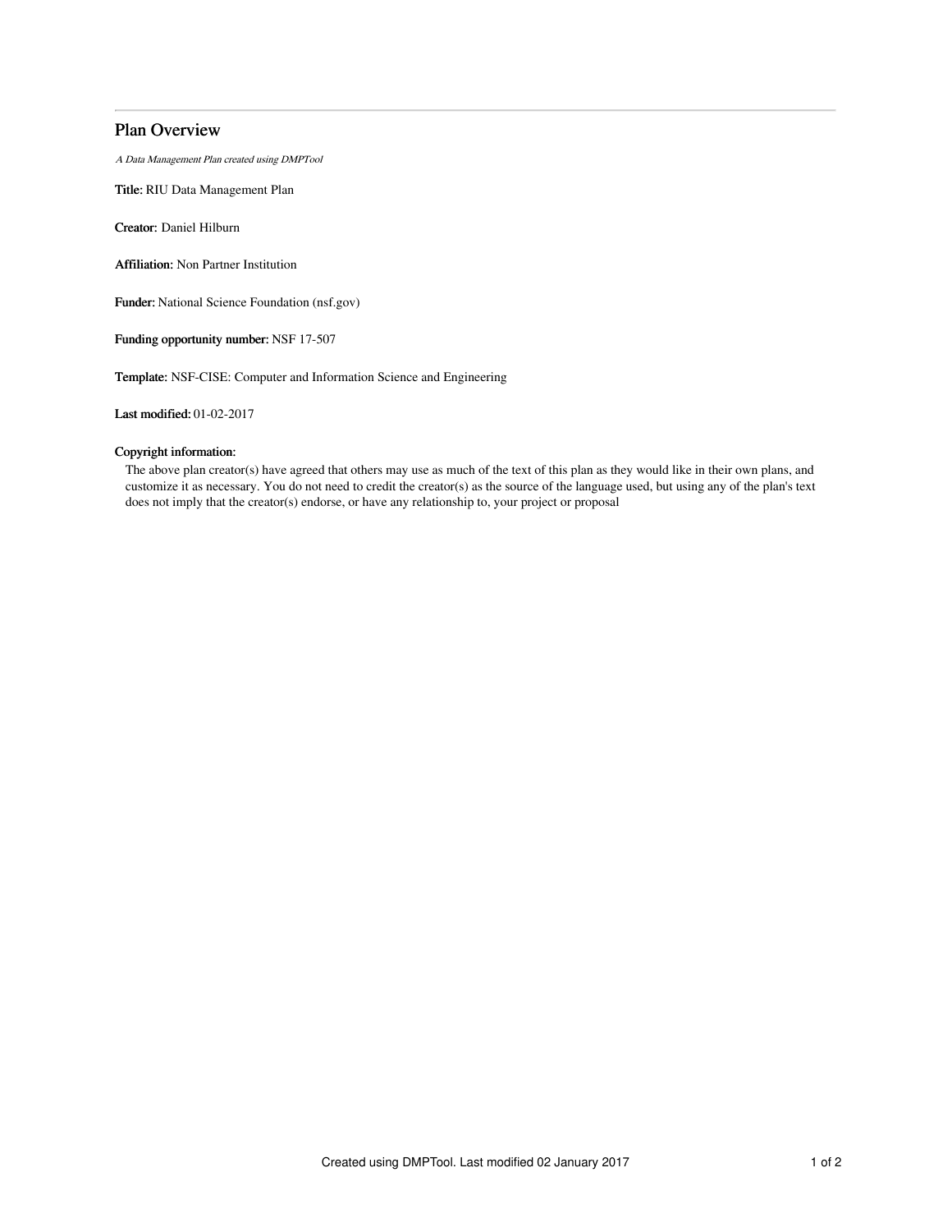# Plan Overview

*A Data Management Plan created using DMPTool*

**Title:** RIU Data Management Plan

**Creator:** Daniel Hilburn

**Affiliation:** Non Partner Institution

**Funder:** National Science Foundation (nsf.gov)

**Funding opportunity number:** NSF 17-507

**Template:** NSF-CISE: Computer and Information Science and Engineering

**Last modified:** 01-02-2017

**Copyright information:**

The above plan creator(s) have agreed that others may use as much of the text of this plan as they would like in their own plans, and customize it as necessary. You do not need to credit the creator(s) as the source of the language used, but using any of the plan's text does not imply that the creator(s) endorse, or have any relationship to, your project or proposal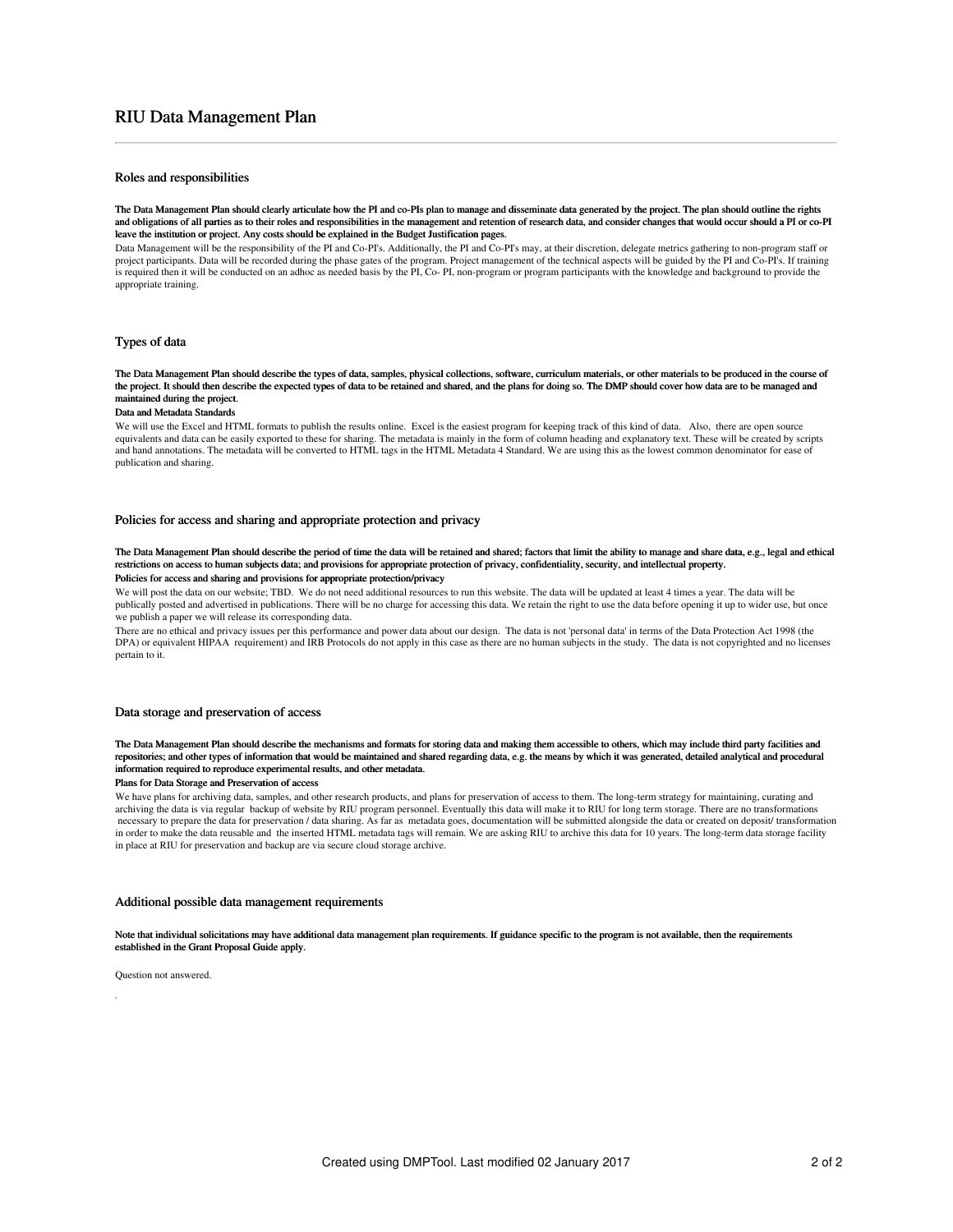# RIU Data Management Plan

## Roles and responsibilities

**The Data Management Plan should clearly articulate how the PI and co-PIs plan to manage and disseminate data generated by the project. The plan should outline the rights and obligations of all parties as to their roles and responsibilities in the management and retention of research data, and consider changes that would occur should a PI or co-PI leave the institution or project. Any costs should be explained in the Budget Justification pages.**

Data Management will be the responsibility of the PI and Co-PI's. Additionally, the PI and Co-PI's may, at their discretion, delegate metrics gathering to non-program staff or project participants. Data will be recorded during the phase gates of the program. Project management of the technical aspects will be guided by the PI and Co-PI's. If training is required then it will be conducted on an adhoc as needed basis by the PI, Co- PI, non-program or program participants with the knowledge and background to provide the appropriate training.

## Types of data

**The Data Management Plan should describe the types of data, samples, physical collections, software, curriculum materials, or other materials to be produced in the course of the project. It should then describe the expected types of data to be retained and shared, and the plans for doing so. The DMP should cover how data are to be managed and maintained during the project.**

**Data and Metadata Standards**

We will use the Excel and HTML formats to publish the results online. Excel is the easiest program for keeping track of this kind of data. Also, there are open source equivalents and data can be easily exported to these for sharing. The metadata is mainly in the form of column heading and explanatory text. These will be created by scripts and hand annotations. The metadata will be converted to HTML tags in the HTML Metadata 4 Standard. We are using this as the lowest common denominator for ease of publication and sharing.

## Policies for access and sharing and appropriate protection and privacy

**The Data Management Plan should describe the period of time the data will be retained and shared; factors that limit the ability to manage and share data, e.g., legal and ethical restrictions on access to human subjects data; and provisions for appropriate protection of privacy, confidentiality, security, and intellectual property.**

**Policies for access and sharing and provisions for appropriate protection/privacy**

We will post the data on our website; TBD. We do not need additional resources to run this website. The data will be updated at least 4 times a year. The data will be publically posted and advertised in publications. There will be no charge for accessing this data. We retain the right to use the data before opening it up to wider use, but once we publish a paper we will release its corresponding data.

There are no ethical and privacy issues per this performance and power data about our design. The data is not 'personal data' in terms of the Data Protection Act 1998 (the DPA) or equivalent HIPAA requirement) and IRB Protocols do not apply in this case as there are no human subjects in the study. The data is not copyrighted and no licenses pertain to it.

## Data storage and preservation of access

**The Data Management Plan should describe the mechanisms and formats for storing data and making them accessible to others, which may include third party facilities and repositories; and other types of information that would be maintained and shared regarding data, e.g. the means by which it was generated, detailed analytical and procedural information required to reproduce experimental results, and other metadata.**

**Plans for Data Storage and Preservation of access**

We have plans for archiving data, samples, and other research products, and plans for preservation of access to them. The long-term strategy for maintaining, curating and archiving the data is via regular backup of website by RIU program personnel. Eventually this data will make it to RIU for long term storage. There are no transformations necessary to prepare the data for preservation / data sharing. As far as metadata goes, documentation will be submitted alongside the data or created on deposit/ transformation in order to make the data reusable and the inserted HTML metadata tags will remain. We are asking RIU to archive this data for 10 years. The long-term data storage facility in place at RIU for preservation and backup are via secure cloud storage archive.

## Additional possible data management requirements

**Note that individual solicitations may have additional data management plan requirements. If guidance specific to the program is not available, then the requirements established in the Grant Proposal Guide apply.**

Question not answered.

Created using DMPTool. Last modified 02 January 2017